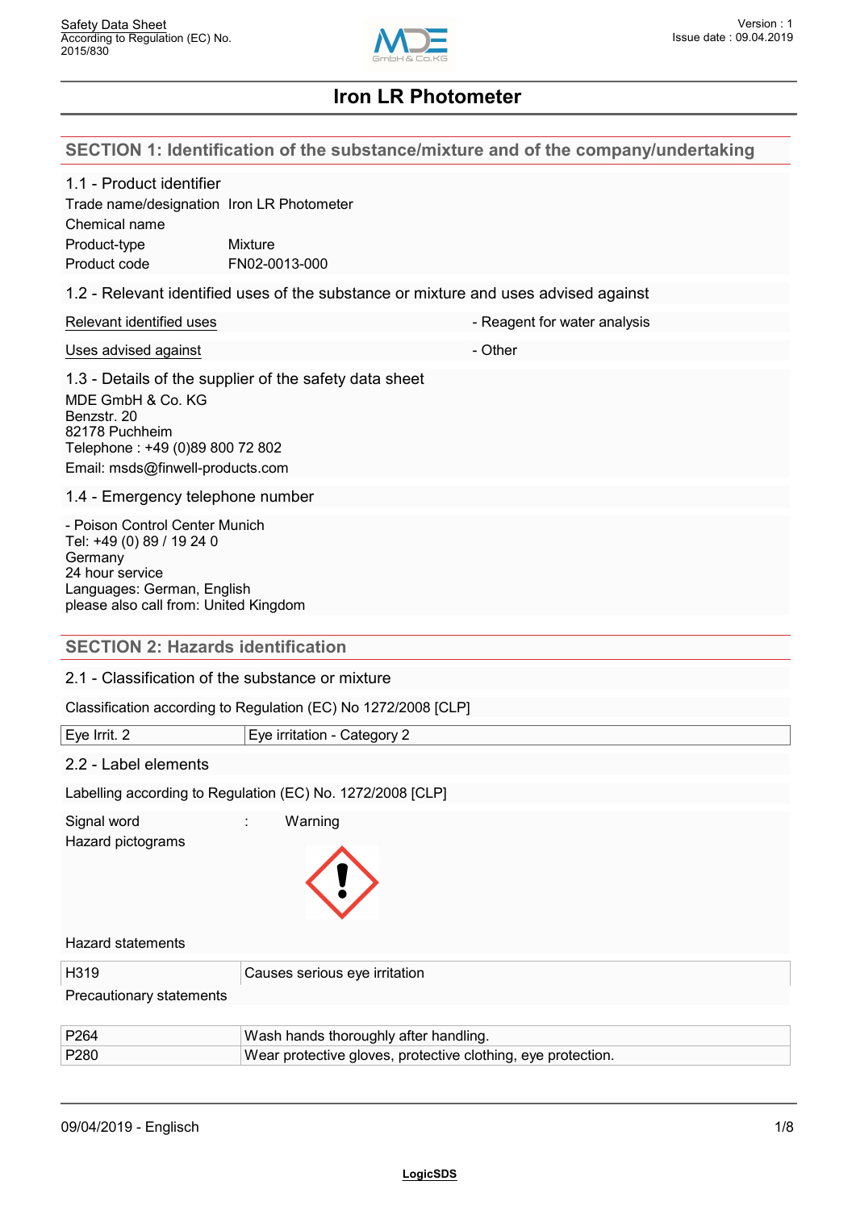# Iron LR Photometer

## SECTION 1: Identification of the substance/mixture and of the company/undertaking

### 1.1 - Product identifier

| | |
|---|---|
| Trade name/designation | Iron LR Photometer |
| Chemical name | |
| Product-type | Mixture |
| Product code | FN02-0013-000 |

### 1.2 - Relevant identified uses of the substance or mixture and uses advised against

| | |
|---|---|
| Relevant identified uses | - Reagent for water analysis |
| Uses advised against | - Other |

### 1.3 - Details of the supplier of the safety data sheet

MDE GmbH & Co. KG
Benzstr. 20
82178 Puchheim
Telephone : +49 (0)89 800 72 802
Email: msds@finwell-products.com

### 1.4 - Emergency telephone number

- Poison Control Center Munich
Tel: +49 (0) 89 / 19 24 0
Germany
24 hour service
Languages: German, English
please also call from: United Kingdom

## SECTION 2: Hazards identification

### 2.1 - Classification of the substance or mixture

Classification according to Regulation (EC) No 1272/2008 [CLP]

| | |
|---|---|
| Eye Irrit. 2 | Eye irritation - Category 2 |

### 2.2 - Label elements

Labelling according to Regulation (EC) No. 1272/2008 [CLP]

Signal word : Warning

Hazard pictograms

Hazard statements

| | |
|---|---|
| H319 | Causes serious eye irritation |

Precautionary statements

| | |
|---|---|
| P264 | Wash hands thoroughly after handling. |
| P280 | Wear protective gloves, protective clothing, eye protection. |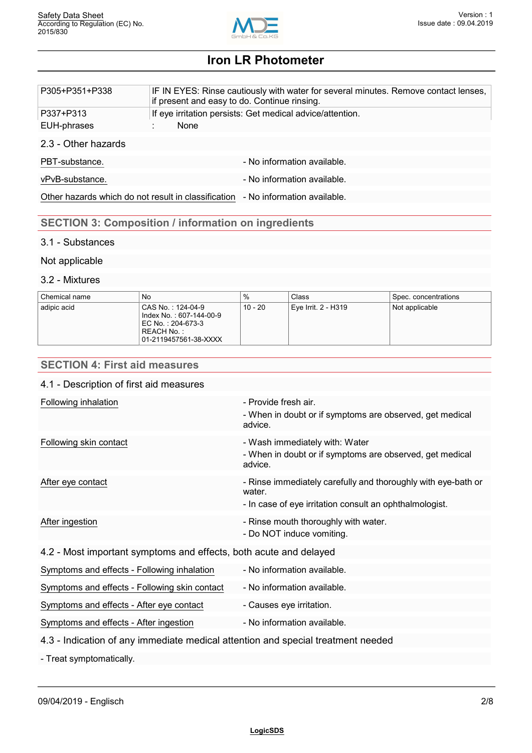| | |
|---|---|
| P305+P351+P338 | IF IN EYES: Rinse cautiously with water for several minutes. Remove contact lenses, if present and easy to do. Continue rinsing. |
| P337+P313 | If eye irritation persists: Get medical advice/attention. |
| EUH-phrases | : None |

### 2.3 - Other hazards

| | |
|---|---|
| PBT-substance. | - No information available. |
| vPvB-substance. | - No information available. |
| Other hazards which do not result in classification | - No information available. |

## SECTION 3: Composition / information on ingredients

### 3.1 - Substances

Not applicable

### 3.2 - Mixtures

| Chemical name | No | % | Class | Spec. concentrations |
|---|---|---|---|---|
| adipic acid | CAS No. : 124-04-9<br>Index No. : 607-144-00-9<br>EC No. : 204-673-3<br>REACH No. :<br>01-2119457561-38-XXXX | 10 - 20 | Eye Irrit. 2 - H319 | Not applicable |

## SECTION 4: First aid measures

### 4.1 - Description of first aid measures

| | |
|---|---|
| Following inhalation | - Provide fresh air.<br>- When in doubt or if symptoms are observed, get medical advice. |
| Following skin contact | - Wash immediately with: Water<br>- When in doubt or if symptoms are observed, get medical advice. |
| After eye contact | - Rinse immediately carefully and thoroughly with eye-bath or water.<br>- In case of eye irritation consult an ophthalmologist. |
| After ingestion | - Rinse mouth thoroughly with water.<br>- Do NOT induce vomiting. |

### 4.2 - Most important symptoms and effects, both acute and delayed

| | |
|---|---|
| Symptoms and effects - Following inhalation | - No information available. |
| Symptoms and effects - Following skin contact | - No information available. |
| Symptoms and effects - After eye contact | - Causes eye irritation. |
| Symptoms and effects - After ingestion | - No information available. |

### 4.3 - Indication of any immediate medical attention and special treatment needed

- Treat symptomatically.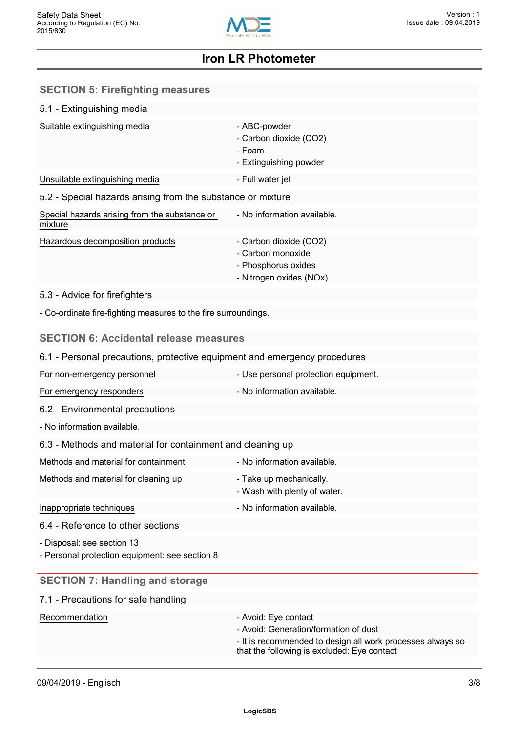## SECTION 5: Firefighting measures

### 5.1 - Extinguishing media

| | |
|---|---|
| Suitable extinguishing media | - ABC-powder<br>- Carbon dioxide ($CO_2$)<br>- Foam<br>- Extinguishing powder |
| Unsuitable extinguishing media | - Full water jet |

### 5.2 - Special hazards arising from the substance or mixture

| | |
|---|---|
| Special hazards arising from the substance or mixture | - No information available. |
| Hazardous decomposition products | - Carbon dioxide ($CO_2$)<br>- Carbon monoxide<br>- Phosphorus oxides<br>- Nitrogen oxides ($NO_x$) |

### 5.3 - Advice for firefighters

- Co-ordinate fire-fighting measures to the fire surroundings.

## SECTION 6: Accidental release measures

### 6.1 - Personal precautions, protective equipment and emergency procedures

| | |
|---|---|
| For non-emergency personnel | - Use personal protection equipment. |
| For emergency responders | - No information available. |

### 6.2 - Environmental precautions

- No information available.

### 6.3 - Methods and material for containment and cleaning up

| | |
|---|---|
| Methods and material for containment | - No information available. |
| Methods and material for cleaning up | - Take up mechanically.<br>- Wash with plenty of water. |
| Inappropriate techniques | - No information available. |

### 6.4 - Reference to other sections

- Disposal: see section 13
- Personal protection equipment: see section 8

## SECTION 7: Handling and storage

### 7.1 - Precautions for safe handling

| | |
|---|---|
| Recommendation | - Avoid: Eye contact<br>- Avoid: Generation/formation of dust<br>- It is recommended to design all work processes always so that the following is excluded: Eye contact |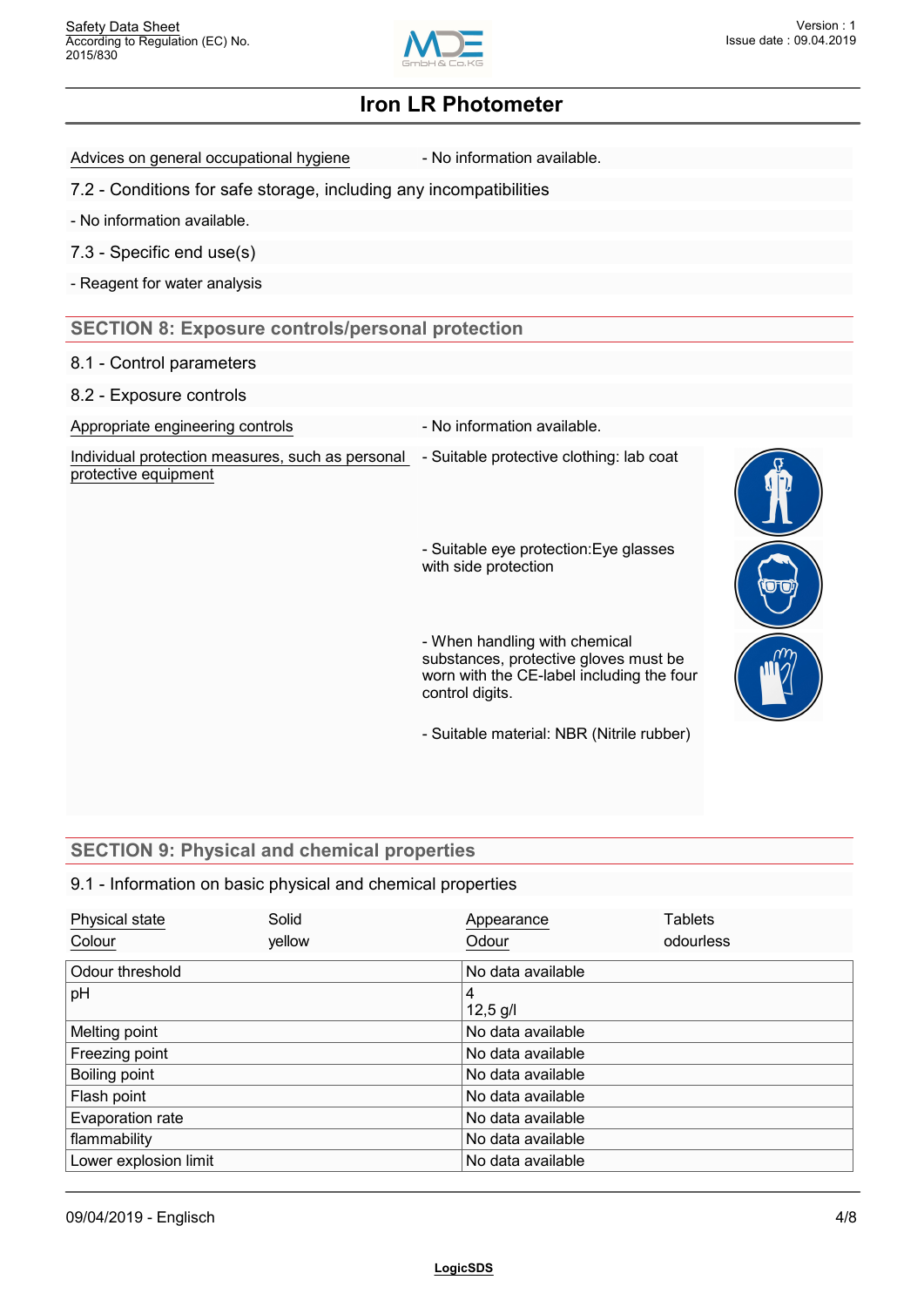| Advices on general occupational hygiene | - No information available. |
|---|---|

### 7.2 - Conditions for safe storage, including any incompatibilities

- No information available.

### 7.3 - Specific end use(s)

- Reagent for water analysis

## SECTION 8: Exposure controls/personal protection

### 8.1 - Control parameters

### 8.2 - Exposure controls

| Appropriate engineering controls | - No information available. |
|---|---|
| Individual protection measures, such as personal protective equipment | - Suitable protective clothing: lab coat<br>- Suitable eye protection:Eye glasses with side protection<br>- When handling with chemical substances, protective gloves must be worn with the CE-label including the four control digits.<br>- Suitable material: NBR (Nitrile rubber) |

## SECTION 9: Physical and chemical properties

### 9.1 - Information on basic physical and chemical properties

| Physical state | Solid | Appearance | Tablets |
|---|---|---|---|
| Colour | yellow | Odour | odourless |

| Odour threshold | No data available |
|---|---|
| pH | 4<br>12,5 g/l |
| Melting point | No data available |
| Freezing point | No data available |
| Boiling point | No data available |
| Flash point | No data available |
| Evaporation rate | No data available |
| flammability | No data available |
| Lower explosion limit | No data available |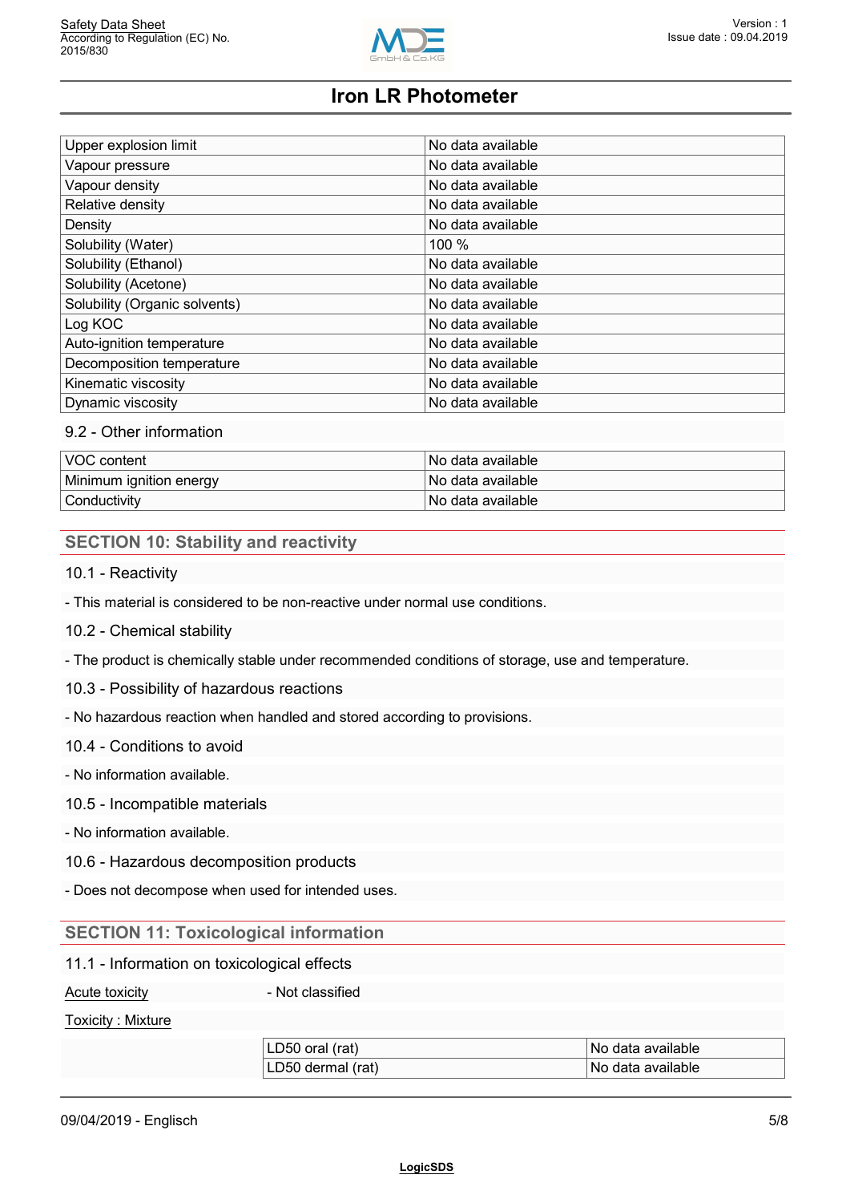| | |
|---|---|
| Upper explosion limit | No data available |
| Vapour pressure | No data available |
| Vapour density | No data available |
| Relative density | No data available |
| Density | No data available |
| Solubility (Water) | 100 % |
| Solubility (Ethanol) | No data available |
| Solubility (Acetone) | No data available |
| Solubility (Organic solvents) | No data available |
| Log KOC | No data available |
| Auto-ignition temperature | No data available |
| Decomposition temperature | No data available |
| Kinematic viscosity | No data available |
| Dynamic viscosity | No data available |

### 9.2 - Other information

| | |
|---|---|
| VOC content | No data available |
| Minimum ignition energy | No data available |
| Conductivity | No data available |

## SECTION 10: Stability and reactivity

### 10.1 - Reactivity

- This material is considered to be non-reactive under normal use conditions.

### 10.2 - Chemical stability

- The product is chemically stable under recommended conditions of storage, use and temperature.

### 10.3 - Possibility of hazardous reactions

- No hazardous reaction when handled and stored according to provisions.

### 10.4 - Conditions to avoid

- No information available.

### 10.5 - Incompatible materials

- No information available.

### 10.6 - Hazardous decomposition products

- Does not decompose when used for intended uses.

## SECTION 11: Toxicological information

### 11.1 - Information on toxicological effects

Acute toxicity - Not classified

Toxicity : Mixture

| | |
|---|---|
| LD50 oral (rat) | No data available |
| LD50 dermal (rat) | No data available |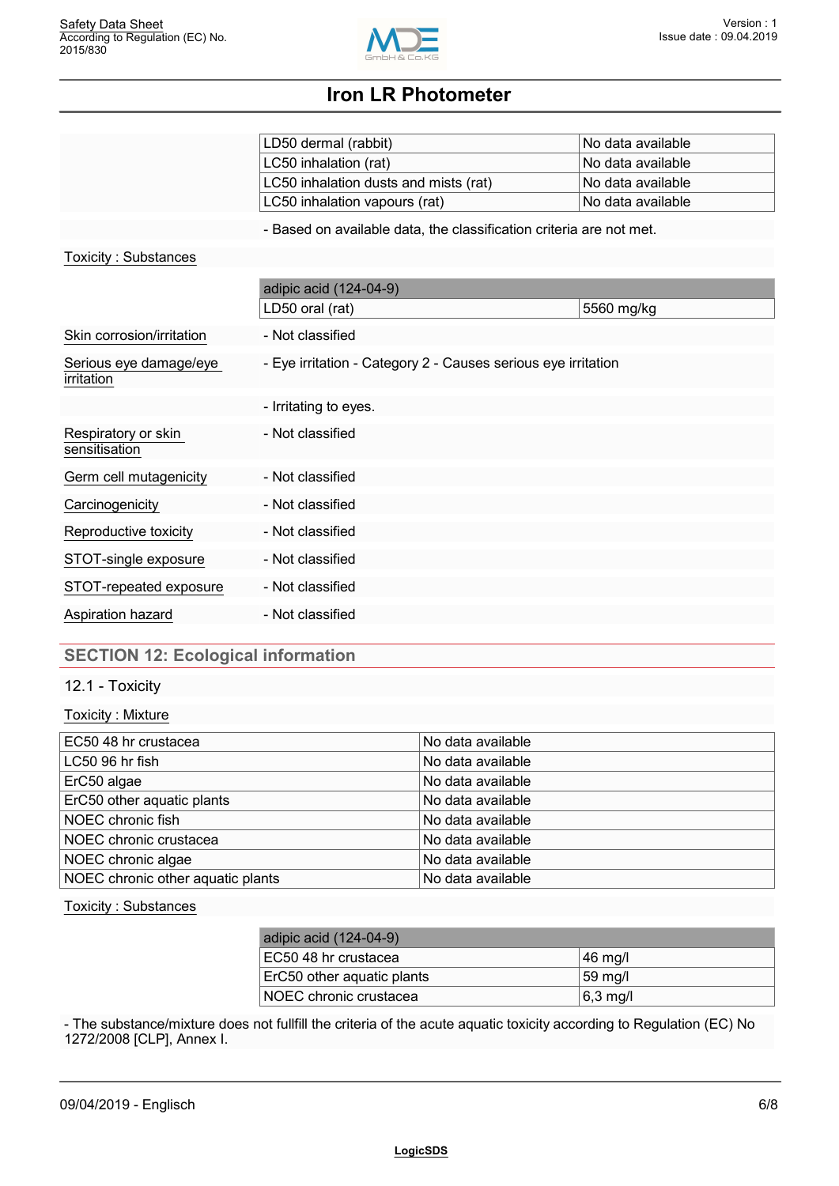| | |
|---|---|
| LD50 dermal (rabbit) | No data available |
| LC50 inhalation (rat) | No data available |
| LC50 inhalation dusts and mists (rat) | No data available |
| LC50 inhalation vapours (rat) | No data available |

- Based on available data, the classification criteria are not met.

Toxicity : Substances

| adipic acid (124-04-9) | |
|---|---|
| LD50 oral (rat) | 5560 mg/kg |

Skin corrosion/irritation - Not classified

Serious eye damage/eye irritation - Eye irritation - Category 2 - Causes serious eye irritation

- Irritating to eyes.

Respiratory or skin sensitisation - Not classified

Germ cell mutagenicity - Not classified

Carcinogenicity - Not classified

Reproductive toxicity - Not classified

STOT-single exposure - Not classified

STOT-repeated exposure - Not classified

Aspiration hazard - Not classified

## SECTION 12: Ecological information

### 12.1 - Toxicity

Toxicity : Mixture

| | |
|---|---|
| EC50 48 hr crustacea | No data available |
| LC50 96 hr fish | No data available |
| ErC50 algae | No data available |
| ErC50 other aquatic plants | No data available |
| NOEC chronic fish | No data available |
| NOEC chronic crustacea | No data available |
| NOEC chronic algae | No data available |
| NOEC chronic other aquatic plants | No data available |

Toxicity : Substances

| adipic acid (124-04-9) | |
|---|---|
| EC50 48 hr crustacea | 46 mg/l |
| ErC50 other aquatic plants | 59 mg/l |
| NOEC chronic crustacea | 6,3 mg/l |

- The substance/mixture does not fullfill the criteria of the acute aquatic toxicity according to Regulation (EC) No 1272/2008 [CLP], Annex I.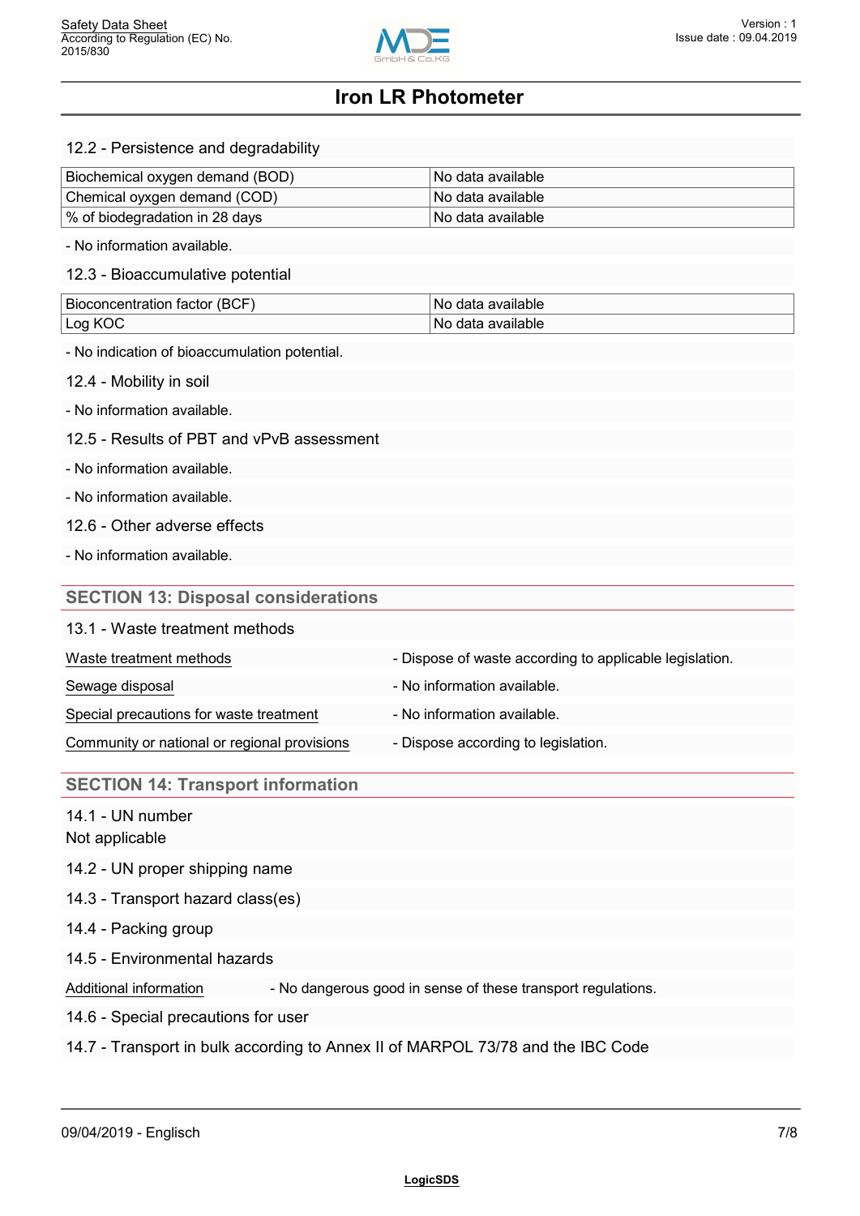### 12.2 - Persistence and degradability

| | |
|---|---|
| Biochemical oxygen demand (BOD) | No data available |
| Chemical oxygen demand (COD) | No data available |
| % of biodegradation in 28 days | No data available |

- No information available.

### 12.3 - Bioaccumulative potential

| | |
|---|---|
| Bioconcentration factor (BCF) | No data available |
| Log KOC | No data available |

- No indication of bioaccumulation potential.

### 12.4 - Mobility in soil

- No information available.

### 12.5 - Results of PBT and vPvB assessment

- No information available.

- No information available.

### 12.6 - Other adverse effects

- No information available.

## SECTION 13: Disposal considerations

### 13.1 - Waste treatment methods

| | |
|---|---|
| Waste treatment methods | - Dispose of waste according to applicable legislation. |
| Sewage disposal | - No information available. |
| Special precautions for waste treatment | - No information available. |
| Community or national or regional provisions | - Dispose according to legislation. |

## SECTION 14: Transport information

### 14.1 - UN number

Not applicable

### 14.2 - UN proper shipping name

### 14.3 - Transport hazard class(es)

### 14.4 - Packing group

### 14.5 - Environmental hazards

Additional information - No dangerous good in sense of these transport regulations.

### 14.6 - Special precautions for user

### 14.7 - Transport in bulk according to Annex II of MARPOL 73/78 and the IBC Code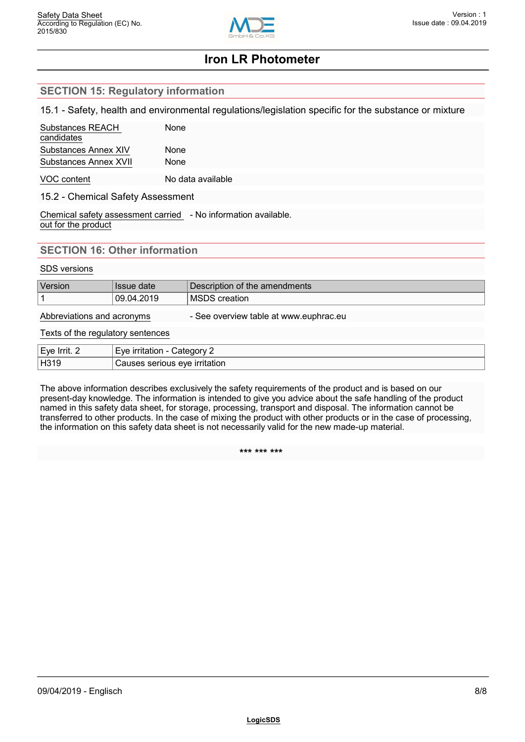## SECTION 15: Regulatory information

### 15.1 - Safety, health and environmental regulations/legislation specific for the substance or mixture

| | |
|---|---|
| Substances REACH candidates | None |
| Substances Annex XIV | None |
| Substances Annex XVII | None |

| | |
|---|---|
| VOC content | No data available |

### 15.2 - Chemical Safety Assessment

| | |
|---|---|
| Chemical safety assessment carried out for the product | - No information available. |

## SECTION 16: Other information

SDS versions

| Version | Issue date | Description of the amendments |
|---|---|---|
| 1 | 09.04.2019 | MSDS creation |

| | |
|---|---|
| Abbreviations and acronyms | - See overview table at www.euphrac.eu |

Texts of the regulatory sentences

| | |
|---|---|
| Eye Irrit. 2 | Eye irritation - Category 2 |
| H319 | Causes serious eye irritation |

The above information describes exclusively the safety requirements of the product and is based on our present-day knowledge. The information is intended to give you advice about the safe handling of the product named in this safety data sheet, for storage, processing, transport and disposal. The information cannot be transferred to other products. In the case of mixing the product with other products or in the case of processing, the information on this safety data sheet is not necessarily valid for the new made-up material.

*** *** ***